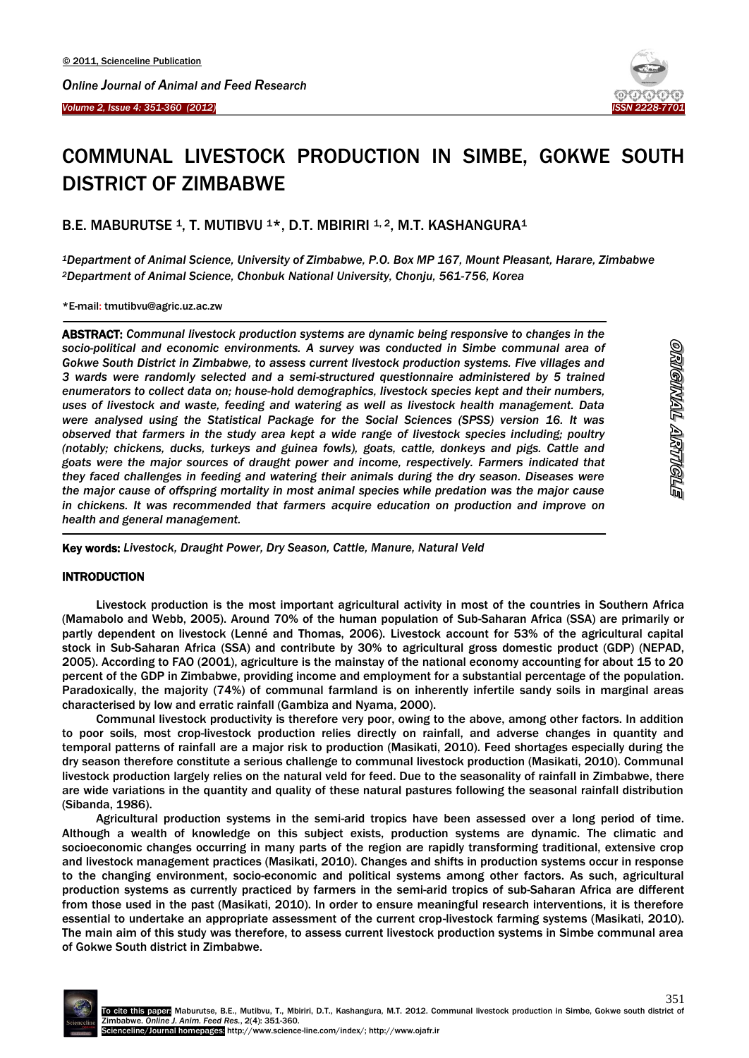# COMMUNAL LIVESTOCK PRODUCTION IN SIMBE, GOKWE SOUTH DISTRICT OF ZIMBABWE

B.E. MABURUTSE [1], T. MUTIBVU [1]*, D.T. MBIRIRI [1, 2], M.T. KASHANGURA[1]

*[1]Department of Animal Science, University of Zimbabwe, P.O. Box MP 167, Mount Pleasant, Harare, Zimbabwe*
*[2]Department of Animal Science, Chonbuk National University, Chonju, 561-756, Korea*

*E-mail: tmutibvu@agric.uz.ac.zw

**ABSTRACT:** *Communal livestock production systems are dynamic being responsive to changes in the socio-political and economic environments. A survey was conducted in Simbe communal area of Gokwe South District in Zimbabwe, to assess current livestock production systems. Five villages and 3 wards were randomly selected and a semi-structured questionnaire administered by 5 trained enumerators to collect data on; house-hold demographics, livestock species kept and their numbers, uses of livestock and waste, feeding and watering as well as livestock health management. Data were analysed using the Statistical Package for the Social Sciences (SPSS) version 16. It was observed that farmers in the study area kept a wide range of livestock species including; poultry (notably; chickens, ducks, turkeys and guinea fowls), goats, cattle, donkeys and pigs. Cattle and goats were the major sources of draught power and income, respectively. Farmers indicated that they faced challenges in feeding and watering their animals during the dry season. Diseases were the major cause of offspring mortality in most animal species while predation was the major cause in chickens. It was recommended that farmers acquire education on production and improve on health and general management.*

**Key words:** *Livestock, Draught Power, Dry Season, Cattle, Manure, Natural Veld*

ORIGINAL ARTICLE

## INTRODUCTION

Livestock production is the most important agricultural activity in most of the countries in Southern Africa (Mamabolo and Webb, 2005). Around 70% of the human population of Sub-Saharan Africa (SSA) are primarily or partly dependent on livestock (Lenné and Thomas, 2006). Livestock account for 53% of the agricultural capital stock in Sub-Saharan Africa (SSA) and contribute by 30% to agricultural gross domestic product (GDP) (NEPAD, 2005). According to FAO (2001), agriculture is the mainstay of the national economy accounting for about 15 to 20 percent of the GDP in Zimbabwe, providing income and employment for a substantial percentage of the population. Paradoxically, the majority (74%) of communal farmland is on inherently infertile sandy soils in marginal areas characterised by low and erratic rainfall (Gambiza and Nyama, 2000).

Communal livestock productivity is therefore very poor, owing to the above, among other factors. In addition to poor soils, most crop-livestock production relies directly on rainfall, and adverse changes in quantity and temporal patterns of rainfall are a major risk to production (Masikati, 2010). Feed shortages especially during the dry season therefore constitute a serious challenge to communal livestock production (Masikati, 2010). Communal livestock production largely relies on the natural veld for feed. Due to the seasonality of rainfall in Zimbabwe, there are wide variations in the quantity and quality of these natural pastures following the seasonal rainfall distribution (Sibanda, 1986).

Agricultural production systems in the semi-arid tropics have been assessed over a long period of time. Although a wealth of knowledge on this subject exists, production systems are dynamic. The climatic and socioeconomic changes occurring in many parts of the region are rapidly transforming traditional, extensive crop and livestock management practices (Masikati, 2010). Changes and shifts in production systems occur in response to the changing environment, socio-economic and political systems among other factors. As such, agricultural production systems as currently practiced by farmers in the semi-arid tropics of sub-Saharan Africa are different from those used in the past (Masikati, 2010). In order to ensure meaningful research interventions, it is therefore essential to undertake an appropriate assessment of the current crop-livestock farming systems (Masikati, 2010). The main aim of this study was therefore, to assess current livestock production systems in Simbe communal area of Gokwe South district in Zimbabwe.

To cite this paper: Maburutse, B.E., Mutibvu, T., Mbiriri, D.T., Kashangura, M.T. 2012. Communal livestock production in Simbe, Gokwe south district of Zimbabwe. *Online J. Anim. Feed Res.*, 2(4): 351-360.
Scienceline/Journal homepages: http://www.science-line.com/index/; http://www.ojafr.ir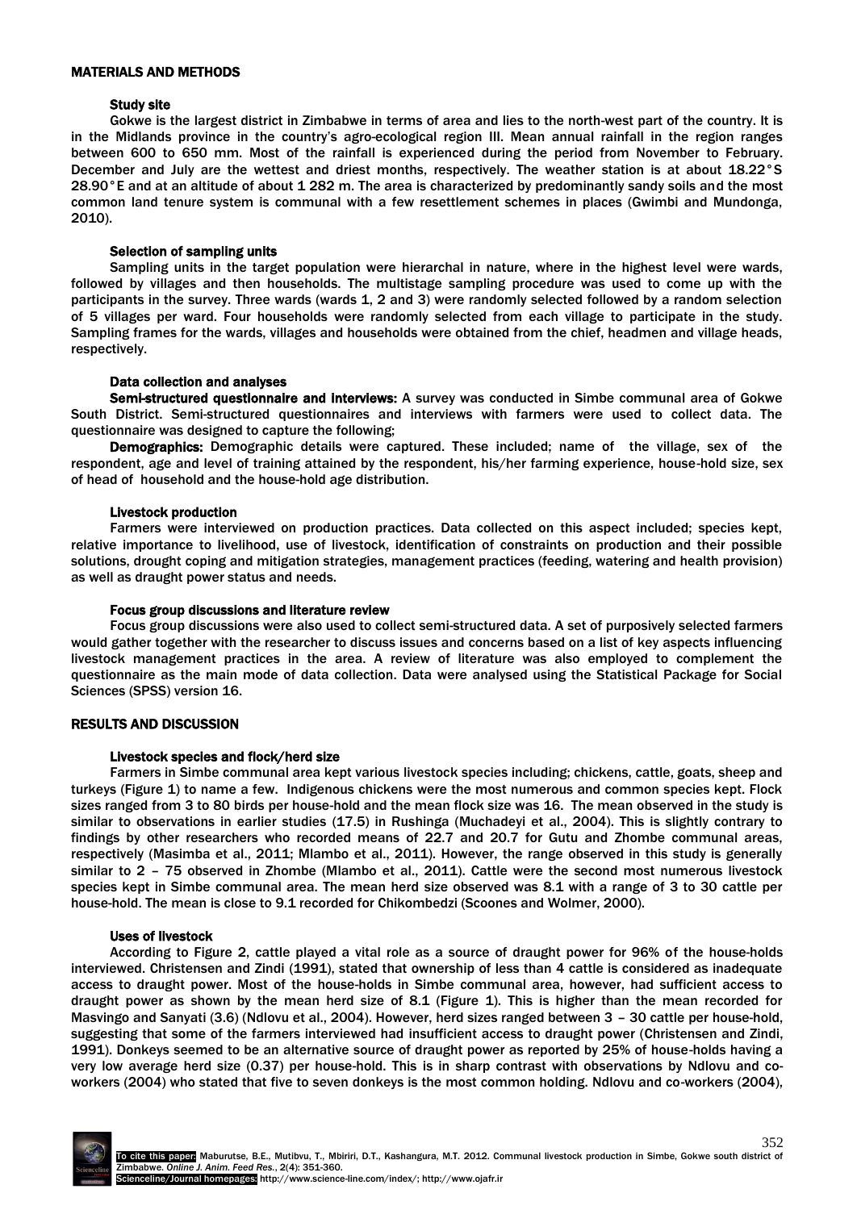## MATERIALS AND METHODS

### Study site

Gokwe is the largest district in Zimbabwe in terms of area and lies to the north-west part of the country. It is in the Midlands province in the country's agro-ecological region III. Mean annual rainfall in the region ranges between 600 to 650 mm. Most of the rainfall is experienced during the period from November to February. December and July are the wettest and driest months, respectively. The weather station is at about 18.22°S 28.90°E and at an altitude of about 1 282 m. The area is characterized by predominantly sandy soils and the most common land tenure system is communal with a few resettlement schemes in places (Gwimbi and Mundonga, 2010).

### Selection of sampling units

Sampling units in the target population were hierarchal in nature, where in the highest level were wards, followed by villages and then households. The multistage sampling procedure was used to come up with the participants in the survey. Three wards (wards 1, 2 and 3) were randomly selected followed by a random selection of 5 villages per ward. Four households were randomly selected from each village to participate in the study. Sampling frames for the wards, villages and households were obtained from the chief, headmen and village heads, respectively.

### Data collection and analyses

**Semi-structured questionnaire and interviews:** A survey was conducted in Simbe communal area of Gokwe South District. Semi-structured questionnaires and interviews with farmers were used to collect data. The questionnaire was designed to capture the following;

**Demographics:** Demographic details were captured. These included; name of the village, sex of the respondent, age and level of training attained by the respondent, his/her farming experience, house-hold size, sex of head of household and the house-hold age distribution.

### Livestock production

Farmers were interviewed on production practices. Data collected on this aspect included; species kept, relative importance to livelihood, use of livestock, identification of constraints on production and their possible solutions, drought coping and mitigation strategies, management practices (feeding, watering and health provision) as well as draught power status and needs.

### Focus group discussions and literature review

Focus group discussions were also used to collect semi-structured data. A set of purposively selected farmers would gather together with the researcher to discuss issues and concerns based on a list of key aspects influencing livestock management practices in the area. A review of literature was also employed to complement the questionnaire as the main mode of data collection. Data were analysed using the Statistical Package for Social Sciences (SPSS) version 16.

## RESULTS AND DISCUSSION

### Livestock species and flock/herd size

Farmers in Simbe communal area kept various livestock species including; chickens, cattle, goats, sheep and turkeys (Figure 1) to name a few. Indigenous chickens were the most numerous and common species kept. Flock sizes ranged from 3 to 80 birds per house-hold and the mean flock size was 16. The mean observed in the study is similar to observations in earlier studies (17.5) in Rushinga (Muchadeyi et al., 2004). This is slightly contrary to findings by other researchers who recorded means of 22.7 and 20.7 for Gutu and Zhombe communal areas, respectively (Masimba et al., 2011; Mlambo et al., 2011). However, the range observed in this study is generally similar to 2 – 75 observed in Zhombe (Mlambo et al., 2011). Cattle were the second most numerous livestock species kept in Simbe communal area. The mean herd size observed was 8.1 with a range of 3 to 30 cattle per house-hold. The mean is close to 9.1 recorded for Chikombedzi (Scoones and Wolmer, 2000).

### Uses of livestock

According to Figure 2, cattle played a vital role as a source of draught power for 96% of the house-holds interviewed. Christensen and Zindi (1991), stated that ownership of less than 4 cattle is considered as inadequate access to draught power. Most of the house-holds in Simbe communal area, however, had sufficient access to draught power as shown by the mean herd size of 8.1 (Figure 1). This is higher than the mean recorded for Masvingo and Sanyati (3.6) (Ndlovu et al., 2004). However, herd sizes ranged between 3 – 30 cattle per house-hold, suggesting that some of the farmers interviewed had insufficient access to draught power (Christensen and Zindi, 1991). Donkeys seemed to be an alternative source of draught power as reported by 25% of house-holds having a very low average herd size (0.37) per house-hold. This is in sharp contrast with observations by Ndlovu and co-workers (2004) who stated that five to seven donkeys is the most common holding. Ndlovu and co-workers (2004),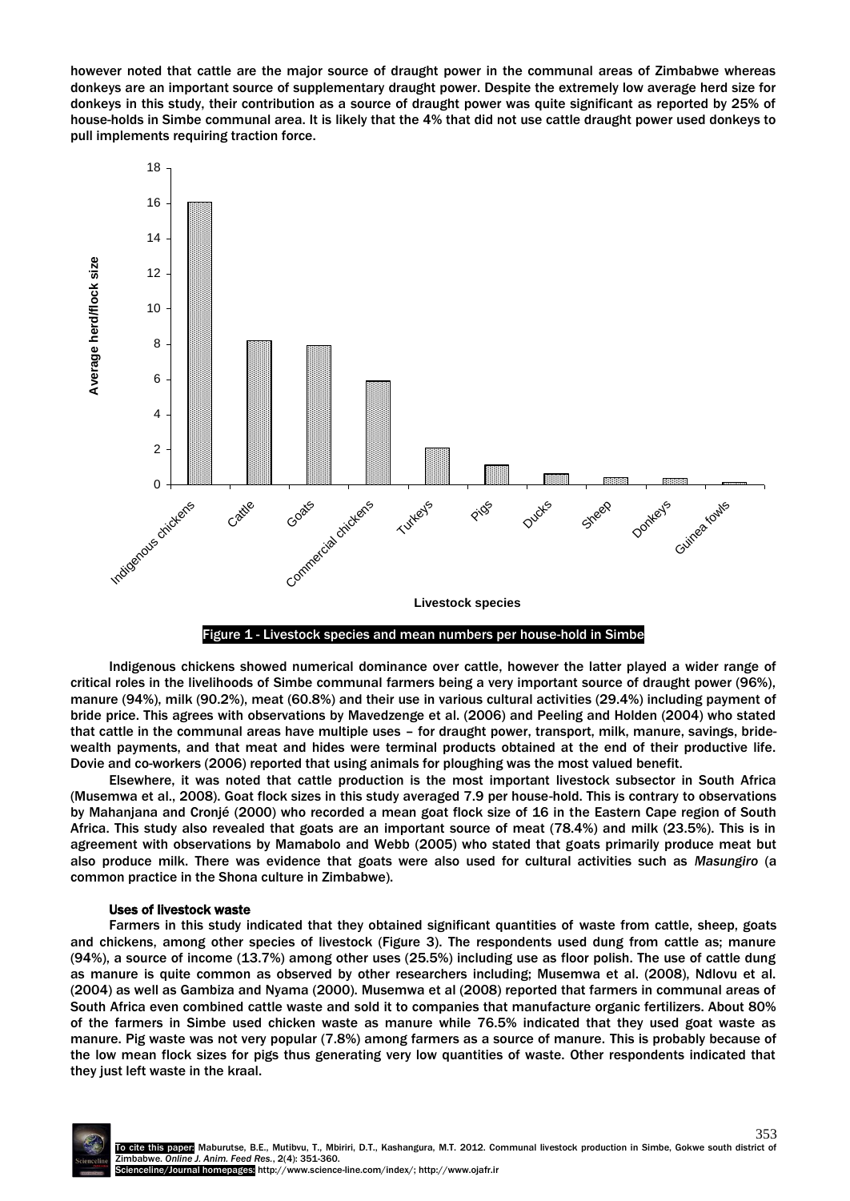however noted that cattle are the major source of draught power in the communal areas of Zimbabwe whereas donkeys are an important source of supplementary draught power. Despite the extremely low average herd size for donkeys in this study, their contribution as a source of draught power was quite significant as reported by 25% of house-holds in Simbe communal area. It is likely that the 4% that did not use cattle draught power used donkeys to pull implements requiring traction force.

Figure 1 - Livestock species and mean numbers per house-hold in Simbe

Indigenous chickens showed numerical dominance over cattle, however the latter played a wider range of critical roles in the livelihoods of Simbe communal farmers being a very important source of draught power (96%), manure (94%), milk (90.2%), meat (60.8%) and their use in various cultural activities (29.4%) including payment of bride price. This agrees with observations by Mavedzenge et al. (2006) and Peeling and Holden (2004) who stated that cattle in the communal areas have multiple uses – for draught power, transport, milk, manure, savings, bride-wealth payments, and that meat and hides were terminal products obtained at the end of their productive life. Dovie and co-workers (2006) reported that using animals for ploughing was the most valued benefit.

Elsewhere, it was noted that cattle production is the most important livestock subsector in South Africa (Musemwa et al., 2008). Goat flock sizes in this study averaged 7.9 per house-hold. This is contrary to observations by Mahanjana and Cronjé (2000) who recorded a mean goat flock size of 16 in the Eastern Cape region of South Africa. This study also revealed that goats are an important source of meat (78.4%) and milk (23.5%). This is in agreement with observations by Mamabolo and Webb (2005) who stated that goats primarily produce meat but also produce milk. There was evidence that goats were also used for cultural activities such as *Masungiro* (a common practice in the Shona culture in Zimbabwe).

### Uses of livestock waste

Farmers in this study indicated that they obtained significant quantities of waste from cattle, sheep, goats and chickens, among other species of livestock (Figure 3). The respondents used dung from cattle as; manure (94%), a source of income (13.7%) among other uses (25.5%) including use as floor polish. The use of cattle dung as manure is quite common as observed by other researchers including; Musemwa et al. (2008), Ndlovu et al. (2004) as well as Gambiza and Nyama (2000). Musemwa et al (2008) reported that farmers in communal areas of South Africa even combined cattle waste and sold it to companies that manufacture organic fertilizers. About 80% of the farmers in Simbe used chicken waste as manure while 76.5% indicated that they used goat waste as manure. Pig waste was not very popular (7.8%) among farmers as a source of manure. This is probably because of the low mean flock sizes for pigs thus generating very low quantities of waste. Other respondents indicated that they just left waste in the kraal.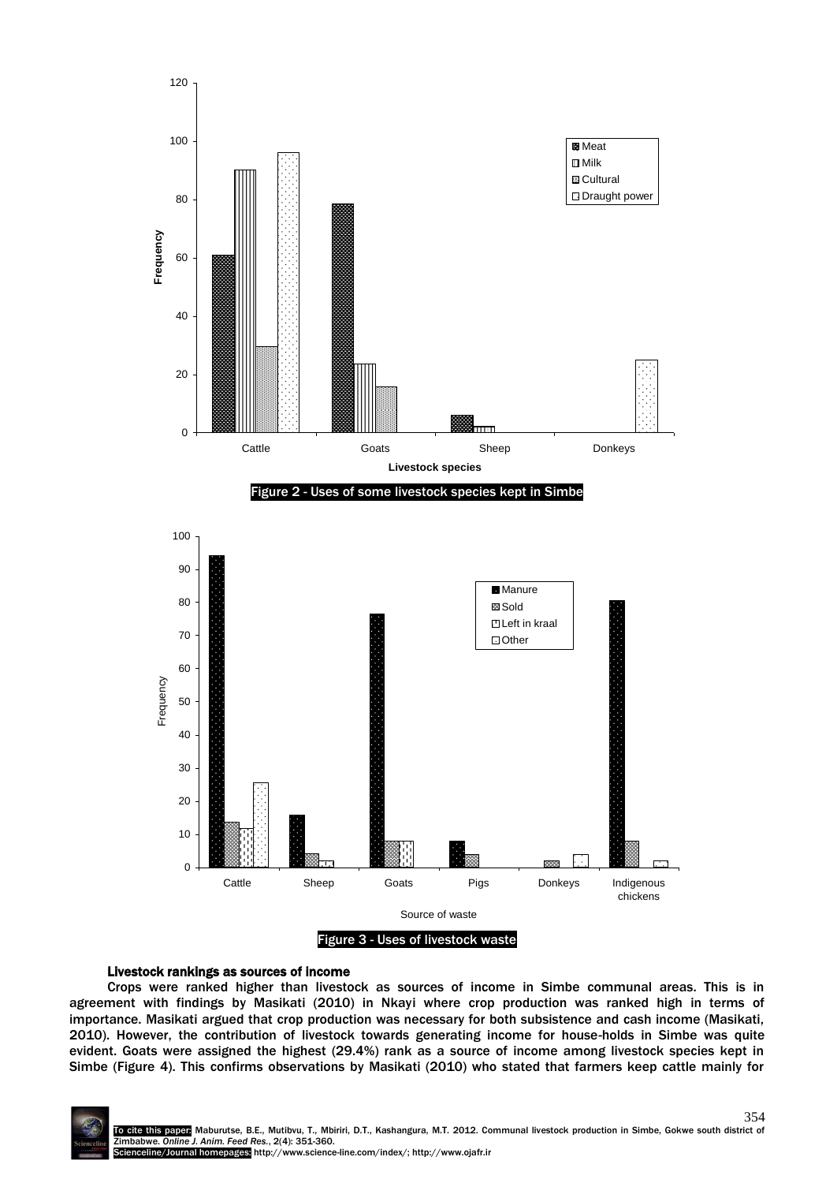Figure 2 - Uses of some livestock species kept in Simbe

Figure 3 - Uses of livestock waste

### Livestock rankings as sources of income

Crops were ranked higher than livestock as sources of income in Simbe communal areas. This is in agreement with findings by Masikati (2010) in Nkayi where crop production was ranked high in terms of importance. Masikati argued that crop production was necessary for both subsistence and cash income (Masikati, 2010). However, the contribution of livestock towards generating income for house-holds in Simbe was quite evident. Goats were assigned the highest (29.4%) rank as a source of income among livestock species kept in Simbe (Figure 4). This confirms observations by Masikati (2010) who stated that farmers keep cattle mainly for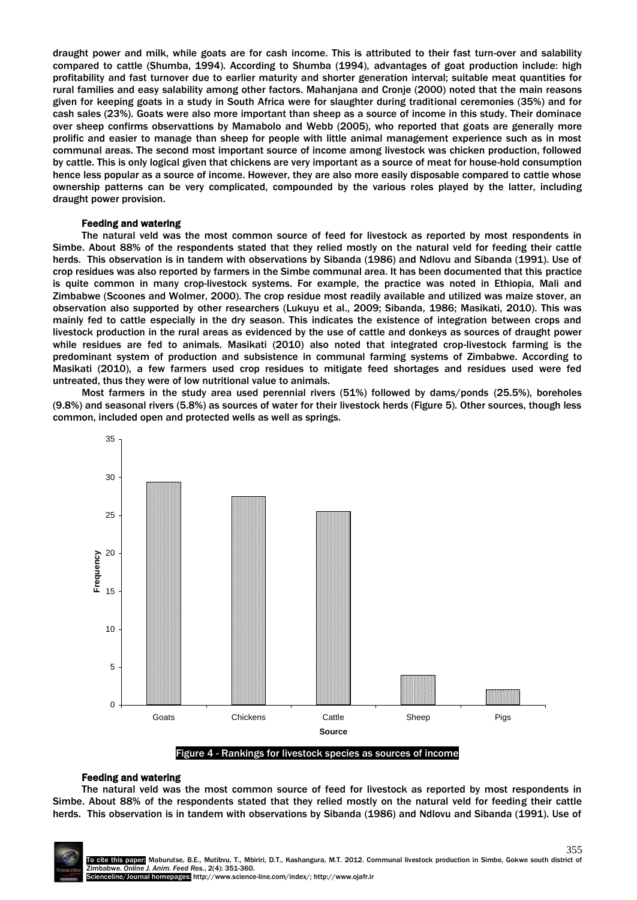draught power and milk, while goats are for cash income. This is attributed to their fast turn-over and salability compared to cattle (Shumba, 1994). According to Shumba (1994), advantages of goat production include: high profitability and fast turnover due to earlier maturity and shorter generation interval; suitable meat quantities for rural families and easy salability among other factors. Mahanjana and Cronje (2000) noted that the main reasons given for keeping goats in a study in South Africa were for slaughter during traditional ceremonies (35%) and for cash sales (23%). Goats were also more important than sheep as a source of income in this study. Their dominace over sheep confirms observattions by Mamabolo and Webb (2005), who reported that goats are generally more prolific and easier to manage than sheep for people with little animal management experience such as in most communal areas. The second most important source of income among livestock was chicken production, followed by cattle. This is only logical given that chickens are very important as a source of meat for house-hold consumption hence less popular as a source of income. However, they are also more easily disposable compared to cattle whose ownership patterns can be very complicated, compounded by the various roles played by the latter, including draught power provision.

### Feeding and watering

The natural veld was the most common source of feed for livestock as reported by most respondents in Simbe. About 88% of the respondents stated that they relied mostly on the natural veld for feeding their cattle herds. This observation is in tandem with observations by Sibanda (1986) and Ndlovu and Sibanda (1991). Use of crop residues was also reported by farmers in the Simbe communal area. It has been documented that this practice is quite common in many crop-livestock systems. For example, the practice was noted in Ethiopia, Mali and Zimbabwe (Scoones and Wolmer, 2000). The crop residue most readily available and utilized was maize stover, an observation also supported by other researchers (Lukuyu et al., 2009; Sibanda, 1986; Masikati, 2010). This was mainly fed to cattle especially in the dry season. This indicates the existence of integration between crops and livestock production in the rural areas as evidenced by the use of cattle and donkeys as sources of draught power while residues are fed to animals. Masikati (2010) also noted that integrated crop-livestock farming is the predominant system of production and subsistence in communal farming systems of Zimbabwe. According to Masikati (2010), a few farmers used crop residues to mitigate feed shortages and residues used were fed untreated, thus they were of low nutritional value to animals.

Most farmers in the study area used perennial rivers (51%) followed by dams/ponds (25.5%), boreholes (9.8%) and seasonal rivers (5.8%) as sources of water for their livestock herds (Figure 5). Other sources, though less common, included open and protected wells as well as springs.

| Source | Frequency |
|---|---|
| Goats | 29.5 |
| Chickens | 27.5 |
| Cattle | 25.5 |
| Sheep | 4 |
| Pigs | 2 |

Figure 4 - Rankings for livestock species as sources of income

### Feeding and watering

The natural veld was the most common source of feed for livestock as reported by most respondents in Simbe. About 88% of the respondents stated that they relied mostly on the natural veld for feeding their cattle herds. This observation is in tandem with observations by Sibanda (1986) and Ndlovu and Sibanda (1991). Use of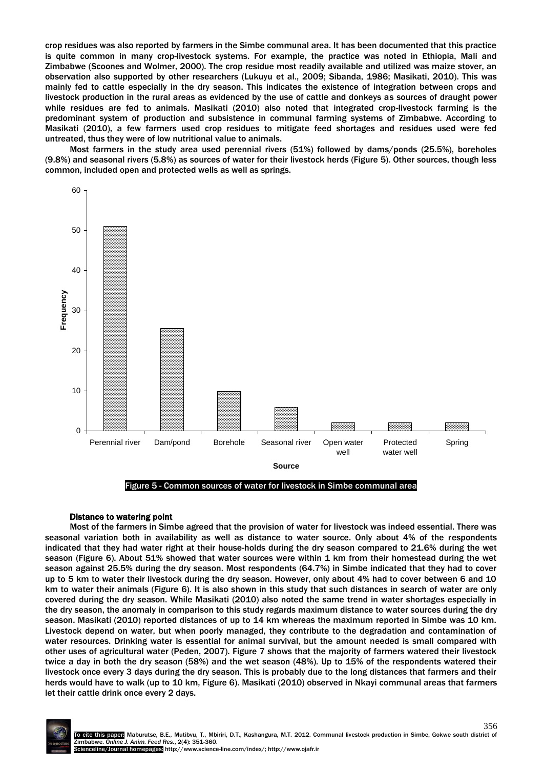crop residues was also reported by farmers in the Simbe communal area. It has been documented that this practice is quite common in many crop-livestock systems. For example, the practice was noted in Ethiopia, Mali and Zimbabwe (Scoones and Wolmer, 2000). The crop residue most readily available and utilized was maize stover, an observation also supported by other researchers (Lukuyu et al., 2009; Sibanda, 1986; Masikati, 2010). This was mainly fed to cattle especially in the dry season. This indicates the existence of integration between crops and livestock production in the rural areas as evidenced by the use of cattle and donkeys as sources of draught power while residues are fed to animals. Masikati (2010) also noted that integrated crop-livestock farming is the predominant system of production and subsistence in communal farming systems of Zimbabwe. According to Masikati (2010), a few farmers used crop residues to mitigate feed shortages and residues used were fed untreated, thus they were of low nutritional value to animals.

Most farmers in the study area used perennial rivers (51%) followed by dams/ponds (25.5%), boreholes (9.8%) and seasonal rivers (5.8%) as sources of water for their livestock herds (Figure 5). Other sources, though less common, included open and protected wells as well as springs.

Figure 5 - Common sources of water for livestock in Simbe communal area

### Distance to watering point

Most of the farmers in Simbe agreed that the provision of water for livestock was indeed essential. There was seasonal variation both in availability as well as distance to water source. Only about 4% of the respondents indicated that they had water right at their house-holds during the dry season compared to 21.6% during the wet season (Figure 6). About 51% showed that water sources were within 1 km from their homestead during the wet season against 25.5% during the dry season. Most respondents (64.7%) in Simbe indicated that they had to cover up to 5 km to water their livestock during the dry season. However, only about 4% had to cover between 6 and 10 km to water their animals (Figure 6). It is also shown in this study that such distances in search of water are only covered during the dry season. While Masikati (2010) also noted the same trend in water shortages especially in the dry season, the anomaly in comparison to this study regards maximum distance to water sources during the dry season. Masikati (2010) reported distances of up to 14 km whereas the maximum reported in Simbe was 10 km. Livestock depend on water, but when poorly managed, they contribute to the degradation and contamination of water resources. Drinking water is essential for animal survival, but the amount needed is small compared with other uses of agricultural water (Peden, 2007). Figure 7 shows that the majority of farmers watered their livestock twice a day in both the dry season (58%) and the wet season (48%). Up to 15% of the respondents watered their livestock once every 3 days during the dry season. This is probably due to the long distances that farmers and their herds would have to walk (up to 10 km, Figure 6). Masikati (2010) observed in Nkayi communal areas that farmers let their cattle drink once every 2 days.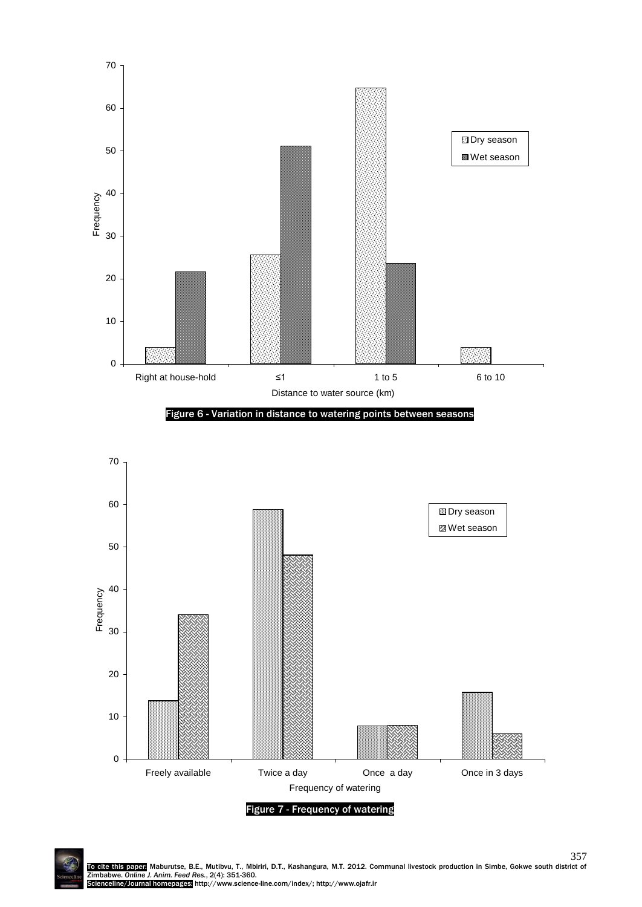Figure 6 - Variation in distance to watering points between seasons

Figure 7 - Frequency of watering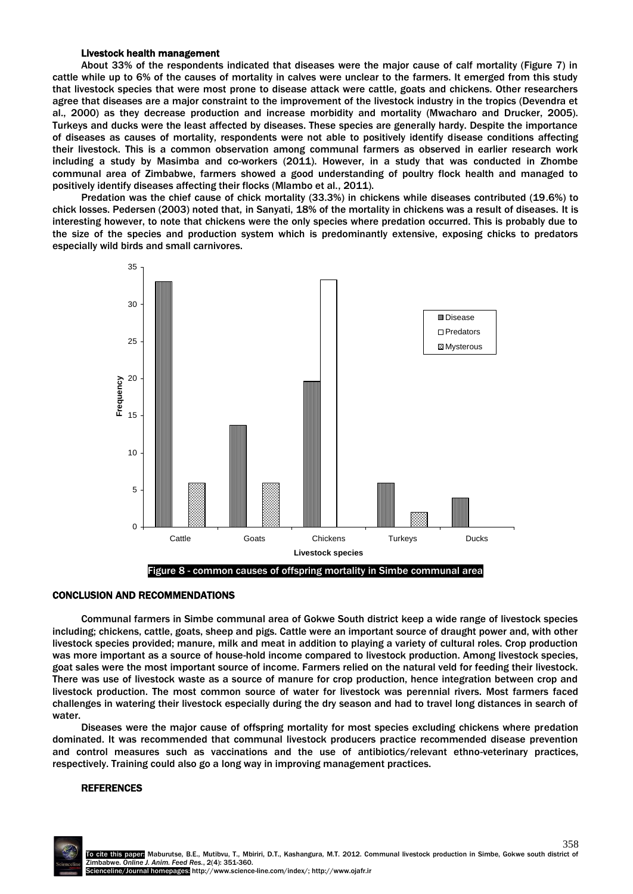### Livestock health management

About 33% of the respondents indicated that diseases were the major cause of calf mortality (Figure 7) in cattle while up to 6% of the causes of mortality in calves were unclear to the farmers. It emerged from this study that livestock species that were most prone to disease attack were cattle, goats and chickens. Other researchers agree that diseases are a major constraint to the improvement of the livestock industry in the tropics (Devendra et al., 2000) as they decrease production and increase morbidity and mortality (Mwacharo and Drucker, 2005). Turkeys and ducks were the least affected by diseases. These species are generally hardy. Despite the importance of diseases as causes of mortality, respondents were not able to positively identify disease conditions affecting their livestock. This is a common observation among communal farmers as observed in earlier research work including a study by Masimba and co-workers (2011). However, in a study that was conducted in Zhombe communal area of Zimbabwe, farmers showed a good understanding of poultry flock health and managed to positively identify diseases affecting their flocks (Mlambo et al., 2011).

Predation was the chief cause of chick mortality (33.3%) in chickens while diseases contributed (19.6%) to chick losses. Pedersen (2003) noted that, in Sanyati, 18% of the mortality in chickens was a result of diseases. It is interesting however, to note that chickens were the only species where predation occurred. This is probably due to the size of the species and production system which is predominantly extensive, exposing chicks to predators especially wild birds and small carnivores.

Figure 8 - common causes of offspring mortality in Simbe communal area

## CONCLUSION AND RECOMMENDATIONS

Communal farmers in Simbe communal area of Gokwe South district keep a wide range of livestock species including; chickens, cattle, goats, sheep and pigs. Cattle were an important source of draught power and, with other livestock species provided; manure, milk and meat in addition to playing a variety of cultural roles. Crop production was more important as a source of house-hold income compared to livestock production. Among livestock species, goat sales were the most important source of income. Farmers relied on the natural veld for feeding their livestock. There was use of livestock waste as a source of manure for crop production, hence integration between crop and livestock production. The most common source of water for livestock was perennial rivers. Most farmers faced challenges in watering their livestock especially during the dry season and had to travel long distances in search of water.

Diseases were the major cause of offspring mortality for most species excluding chickens where predation dominated. It was recommended that communal livestock producers practice recommended disease prevention and control measures such as vaccinations and the use of antibiotics/relevant ethno-veterinary practices, respectively. Training could also go a long way in improving management practices.

## REFERENCES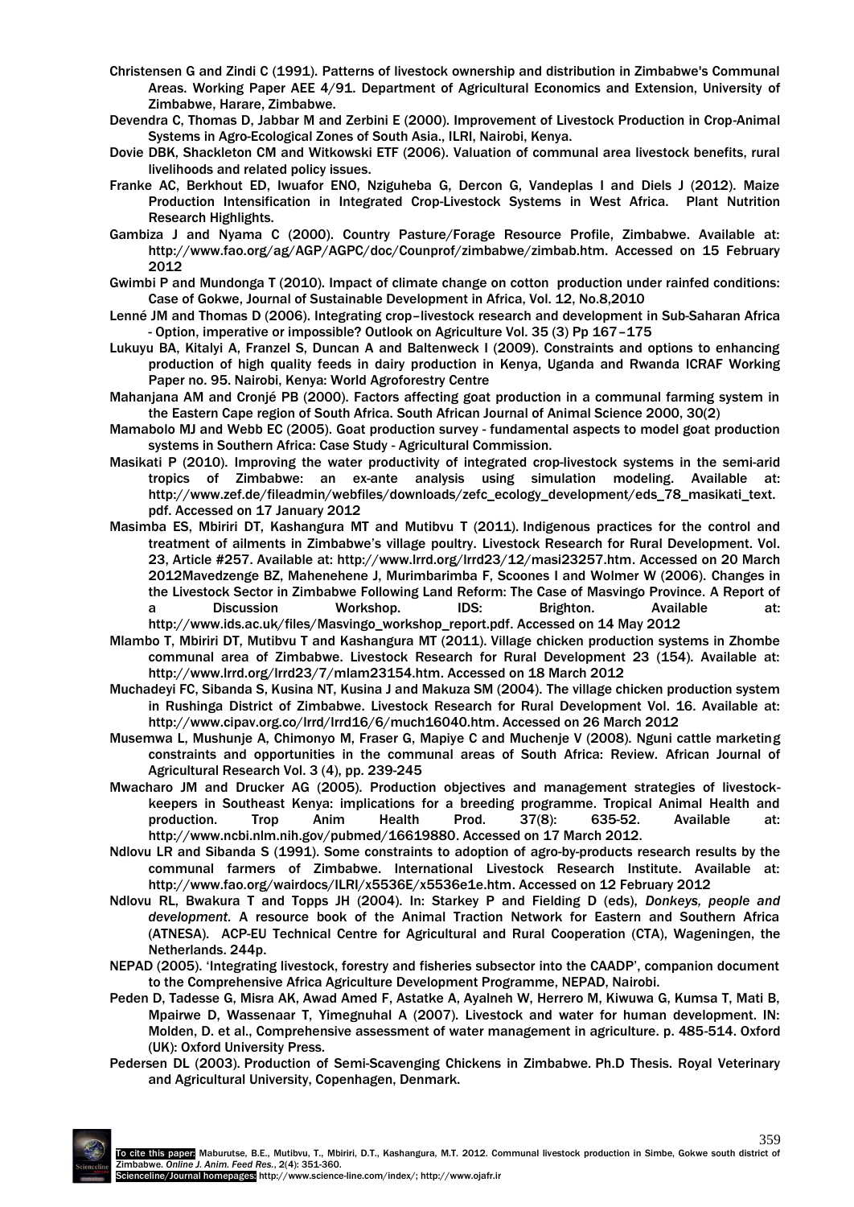Christensen G and Zindi C (1991). Patterns of livestock ownership and distribution in Zimbabwe's Communal Areas. Working Paper AEE 4/91. Department of Agricultural Economics and Extension, University of Zimbabwe, Harare, Zimbabwe.

Devendra C, Thomas D, Jabbar M and Zerbini E (2000). Improvement of Livestock Production in Crop-Animal Systems in Agro-Ecological Zones of South Asia., ILRI, Nairobi, Kenya.

Dovie DBK, Shackleton CM and Witkowski ETF (2006). Valuation of communal area livestock benefits, rural livelihoods and related policy issues.

Franke AC, Berkhout ED, Iwuafor ENO, Nziguheba G, Dercon G, Vandeplas I and Diels J (2012). Maize Production Intensification in Integrated Crop-Livestock Systems in West Africa. Plant Nutrition Research Highlights.

Gambiza J and Nyama C (2000). Country Pasture/Forage Resource Profile, Zimbabwe. Available at: http://www.fao.org/ag/AGP/AGPC/doc/Counprof/zimbabwe/zimbab.htm. Accessed on 15 February 2012

Gwimbi P and Mundonga T (2010). Impact of climate change on cotton production under rainfed conditions: Case of Gokwe, Journal of Sustainable Development in Africa, Vol. 12, No.8,2010

Lenné JM and Thomas D (2006). Integrating crop–livestock research and development in Sub-Saharan Africa - Option, imperative or impossible? Outlook on Agriculture Vol. 35 (3) Pp 167–175

Lukuyu BA, Kitalyi A, Franzel S, Duncan A and Baltenweck I (2009). Constraints and options to enhancing production of high quality feeds in dairy production in Kenya, Uganda and Rwanda ICRAF Working Paper no. 95. Nairobi, Kenya: World Agroforestry Centre

Mahanjana AM and Cronjé PB (2000). Factors affecting goat production in a communal farming system in the Eastern Cape region of South Africa. South African Journal of Animal Science 2000, 30(2)

Mamabolo MJ and Webb EC (2005). Goat production survey - fundamental aspects to model goat production systems in Southern Africa: Case Study - Agricultural Commission.

Masikati P (2010). Improving the water productivity of integrated crop-livestock systems in the semi-arid tropics of Zimbabwe: an ex-ante analysis using simulation modeling. Available at: http://www.zef.de/fileadmin/webfiles/downloads/zefc_ecology_development/eds_78_masikati_text.pdf. Accessed on 17 January 2012

Masimba ES, Mbiriri DT, Kashangura MT and Mutibvu T (2011). Indigenous practices for the control and treatment of ailments in Zimbabwe's village poultry. Livestock Research for Rural Development. Vol. 23, Article #257. Available at: http://www.lrrd.org/lrrd23/12/masi23257.htm. Accessed on 20 March 2012Mavedzenge BZ, Mahenehene J, Murimbarimba F, Scoones I and Wolmer W (2006). Changes in the Livestock Sector in Zimbabwe Following Land Reform: The Case of Masvingo Province. A Report of a Discussion Workshop. IDS: Brighton. Available at: http://www.ids.ac.uk/files/Masvingo_workshop_report.pdf. Accessed on 14 May 2012

Mlambo T, Mbiriri DT, Mutibvu T and Kashangura MT (2011). Village chicken production systems in Zhombe communal area of Zimbabwe. Livestock Research for Rural Development 23 (154). Available at: http://www.lrrd.org/lrrd23/7/mlam23154.htm. Accessed on 18 March 2012

Muchadeyi FC, Sibanda S, Kusina NT, Kusina J and Makuza SM (2004). The village chicken production system in Rushinga District of Zimbabwe. Livestock Research for Rural Development Vol. 16. Available at: http://www.cipav.org.co/lrrd/lrrd16/6/much16040.htm. Accessed on 26 March 2012

Musemwa L, Mushunje A, Chimonyo M, Fraser G, Mapiye C and Muchenje V (2008). Nguni cattle marketing constraints and opportunities in the communal areas of South Africa: Review. African Journal of Agricultural Research Vol. 3 (4), pp. 239-245

Mwacharo JM and Drucker AG (2005). Production objectives and management strategies of livestock-keepers in Southeast Kenya: implications for a breeding programme. Tropical Animal Health and production. Trop Anim Health Prod. 37(8): 635-52. Available at: http://www.ncbi.nlm.nih.gov/pubmed/16619880. Accessed on 17 March 2012.

Ndlovu LR and Sibanda S (1991). Some constraints to adoption of agro-by-products research results by the communal farmers of Zimbabwe. International Livestock Research Institute. Available at: http://www.fao.org/wairdocs/ILRI/x5536E/x5536e1e.htm. Accessed on 12 February 2012

Ndlovu RL, Bwakura T and Topps JH (2004). In: Starkey P and Fielding D (eds), *Donkeys, people and development*. A resource book of the Animal Traction Network for Eastern and Southern Africa (ATNESA). ACP-EU Technical Centre for Agricultural and Rural Cooperation (CTA), Wageningen, the Netherlands. 244p.

NEPAD (2005). 'Integrating livestock, forestry and fisheries subsector into the CAADP', companion document to the Comprehensive Africa Agriculture Development Programme, NEPAD, Nairobi.

Peden D, Tadesse G, Misra AK, Awad Amed F, Astatke A, Ayalneh W, Herrero M, Kiwuwa G, Kumsa T, Mati B, Mpairwe D, Wassenaar T, Yimegnuhal A (2007). Livestock and water for human development. IN: Molden, D. et al., Comprehensive assessment of water management in agriculture. p. 485-514. Oxford (UK): Oxford University Press.

Pedersen DL (2003). Production of Semi-Scavenging Chickens in Zimbabwe. Ph.D Thesis. Royal Veterinary and Agricultural University, Copenhagen, Denmark.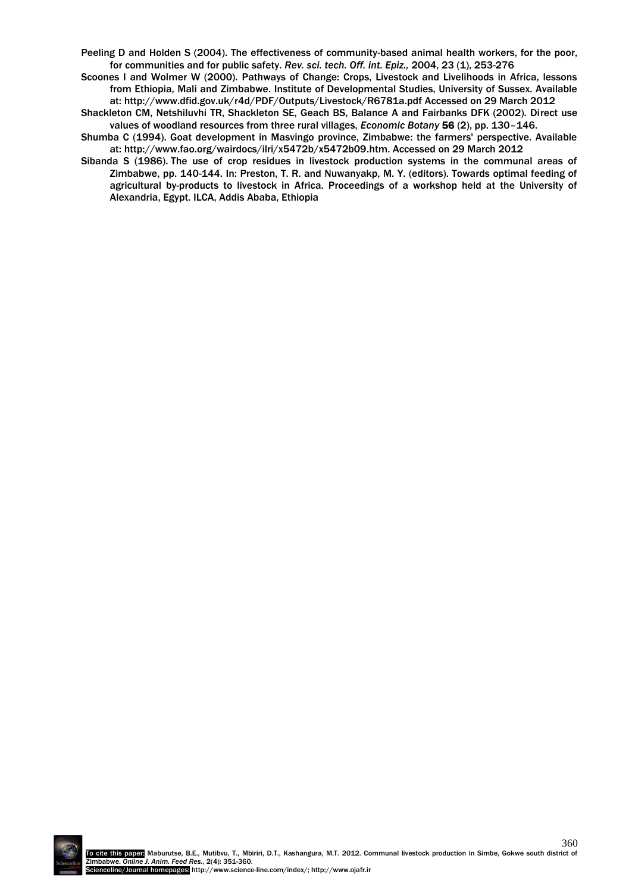Peeling D and Holden S (2004). The effectiveness of community-based animal health workers, for the poor, for communities and for public safety. *Rev. sci. tech. Off. int. Epiz.,* 2004, 23 (1), 253-276

Scoones I and Wolmer W (2000). Pathways of Change: Crops, Livestock and Livelihoods in Africa, lessons from Ethiopia, Mali and Zimbabwe. Institute of Developmental Studies, University of Sussex. Available at: http://www.dfid.gov.uk/r4d/PDF/Outputs/Livestock/R6781a.pdf Accessed on 29 March 2012

Shackleton CM, Netshiluvhi TR, Shackleton SE, Geach BS, Balance A and Fairbanks DFK (2002). Direct use values of woodland resources from three rural villages, *Economic Botany* **56** (2), pp. 130–146.

Shumba C (1994). Goat development in Masvingo province, Zimbabwe: the farmers' perspective. Available at: http://www.fao.org/wairdocs/ilri/x5472b/x5472b09.htm. Accessed on 29 March 2012

Sibanda S (1986). The use of crop residues in livestock production systems in the communal areas of Zimbabwe, pp. 140-144. In: Preston, T. R. and Nuwanyakp, M. Y. (editors). Towards optimal feeding of agricultural by-products to livestock in Africa. Proceedings of a workshop held at the University of Alexandria, Egypt. ILCA, Addis Ababa, Ethiopia